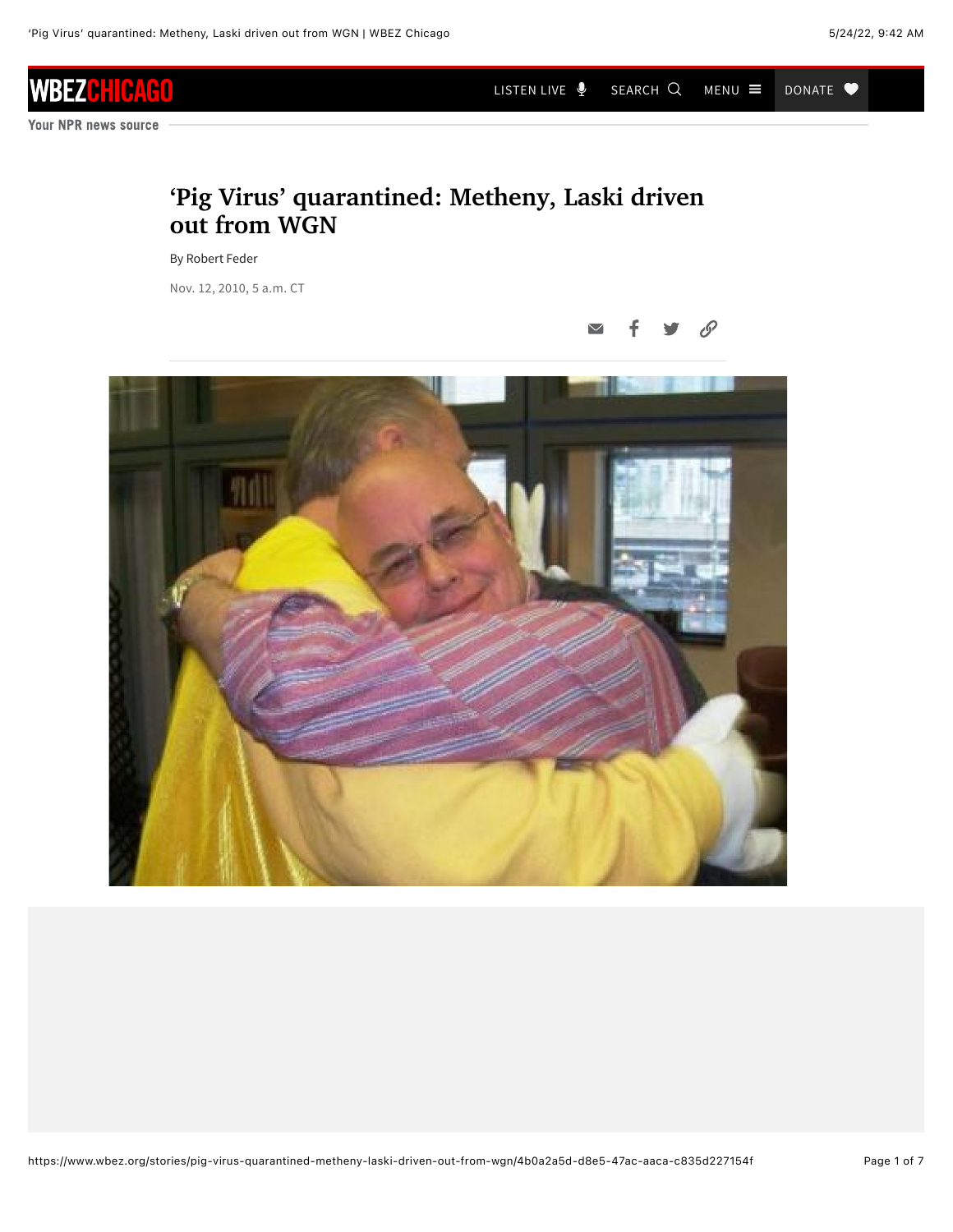# 'Pig Virus' quarantined: Metheny, Laski driven out from WGN

By Robert Feder

Nov. 12, 2010, 5 a.m. CT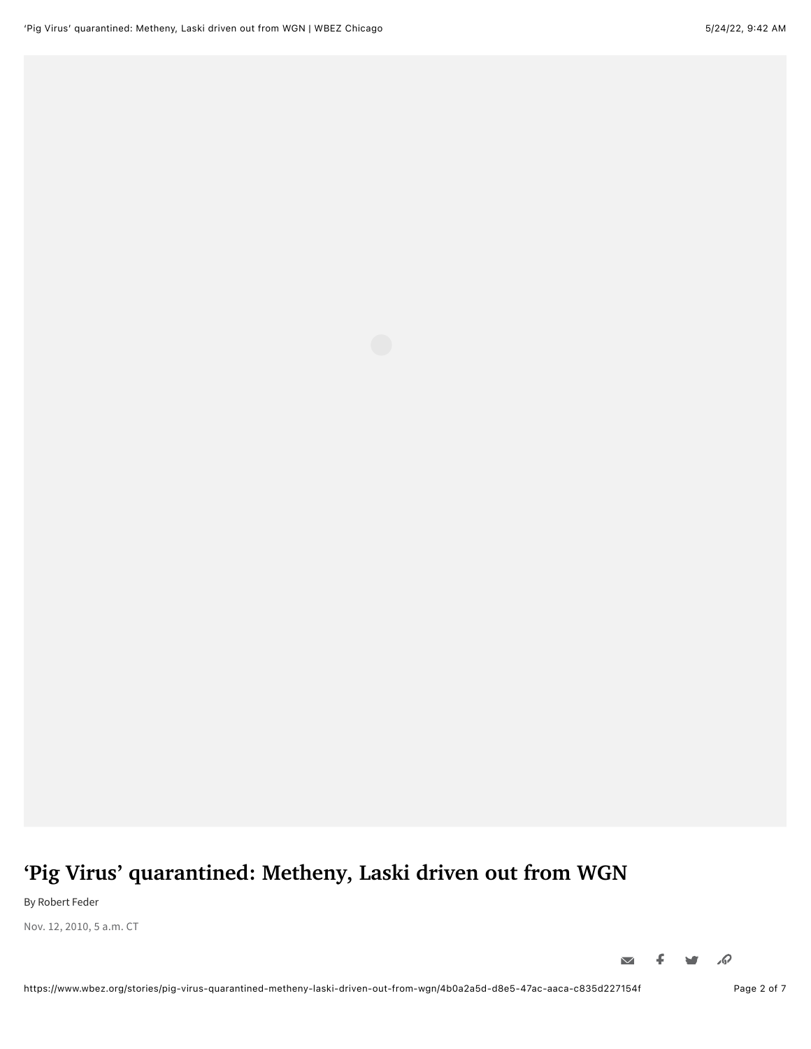# ‘Pig Virus’ quarantined: Metheny, Laski driven out from WGN

By Robert Feder

Nov. 12, 2010, 5 a.m. CT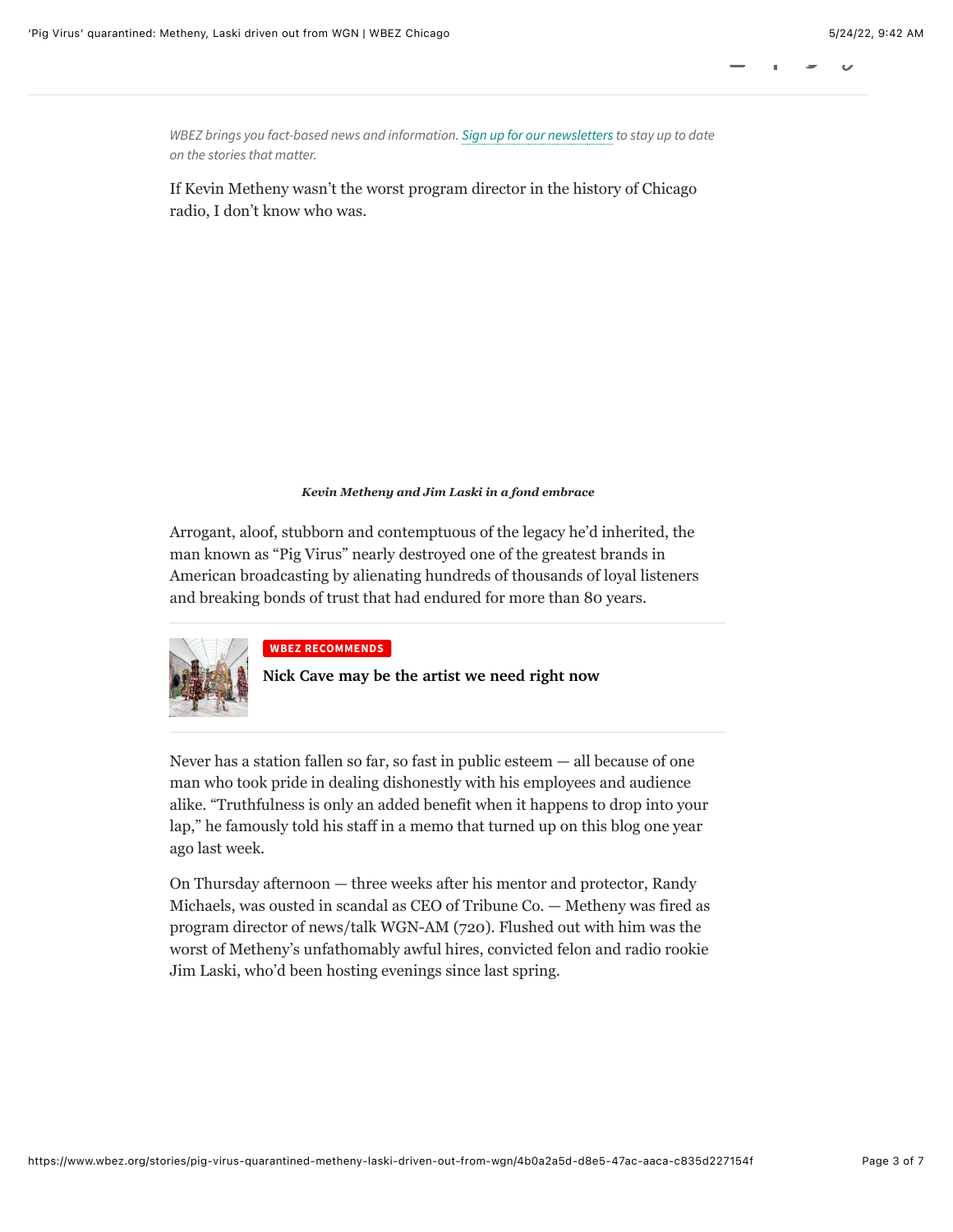*WBEZ brings you fact-based news and information. Sign up for our newsletters to stay up to date on the stories that matter.*

If Kevin Metheny wasn't the worst program director in the history of Chicago radio, I don't know who was.

***Kevin Metheny and Jim Laski in a fond embrace***

Arrogant, aloof, stubborn and contemptuous of the legacy he'd inherited, the man known as "Pig Virus" nearly destroyed one of the greatest brands in American broadcasting by alienating hundreds of thousands of loyal listeners and breaking bonds of trust that had endured for more than 80 years.

**WBEZ RECOMMENDS**

**Nick Cave may be the artist we need right now**

Never has a station fallen so far, so fast in public esteem — all because of one man who took pride in dealing dishonestly with his employees and audience alike. "Truthfulness is only an added benefit when it happens to drop into your lap," he famously told his staff in a memo that turned up on this blog one year ago last week.

On Thursday afternoon — three weeks after his mentor and protector, Randy Michaels, was ousted in scandal as CEO of Tribune Co. — Metheny was fired as program director of news/talk WGN-AM (720). Flushed out with him was the worst of Metheny's unfathomably awful hires, convicted felon and radio rookie Jim Laski, who'd been hosting evenings since last spring.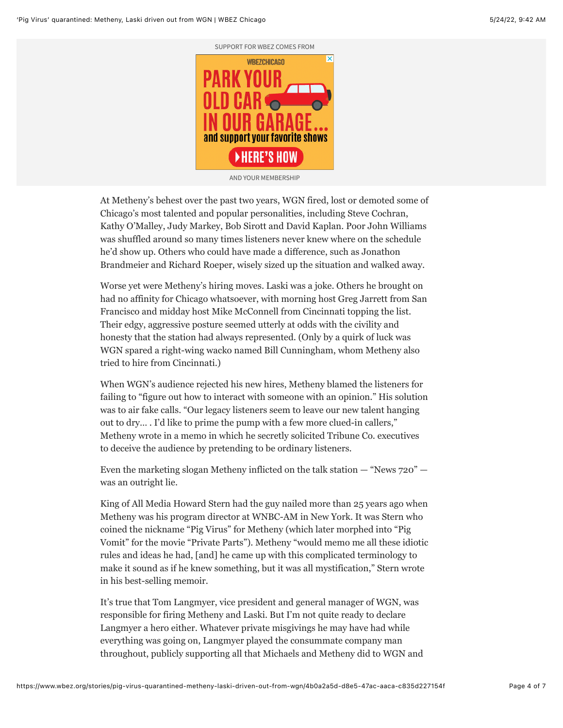At Metheny's behest over the past two years, WGN fired, lost or demoted some of Chicago's most talented and popular personalities, including Steve Cochran, Kathy O'Malley, Judy Markey, Bob Sirott and David Kaplan. Poor John Williams was shuffled around so many times listeners never knew where on the schedule he'd show up. Others who could have made a difference, such as Jonathon Brandmeier and Richard Roeper, wisely sized up the situation and walked away.

Worse yet were Metheny's hiring moves. Laski was a joke. Others he brought on had no affinity for Chicago whatsoever, with morning host Greg Jarrett from San Francisco and midday host Mike McConnell from Cincinnati topping the list. Their edgy, aggressive posture seemed utterly at odds with the civility and honesty that the station had always represented. (Only by a quirk of luck was WGN spared a right-wing wacko named Bill Cunningham, whom Metheny also tried to hire from Cincinnati.)

When WGN's audience rejected his new hires, Metheny blamed the listeners for failing to "figure out how to interact with someone with an opinion." His solution was to air fake calls. "Our legacy listeners seem to leave our new talent hanging out to dry… . I'd like to prime the pump with a few more clued-in callers," Metheny wrote in a memo in which he secretly solicited Tribune Co. executives to deceive the audience by pretending to be ordinary listeners.

Even the marketing slogan Metheny inflicted on the talk station — "News 720" — was an outright lie.

King of All Media Howard Stern had the guy nailed more than 25 years ago when Metheny was his program director at WNBC-AM in New York. It was Stern who coined the nickname "Pig Virus" for Metheny (which later morphed into "Pig Vomit" for the movie "Private Parts"). Metheny "would memo me all these idiotic rules and ideas he had, [and] he came up with this complicated terminology to make it sound as if he knew something, but it was all mystification," Stern wrote in his best-selling memoir.

It's true that Tom Langmyer, vice president and general manager of WGN, was responsible for firing Metheny and Laski. But I'm not quite ready to declare Langmyer a hero either. Whatever private misgivings he may have had while everything was going on, Langmyer played the consummate company man throughout, publicly supporting all that Michaels and Metheny did to WGN and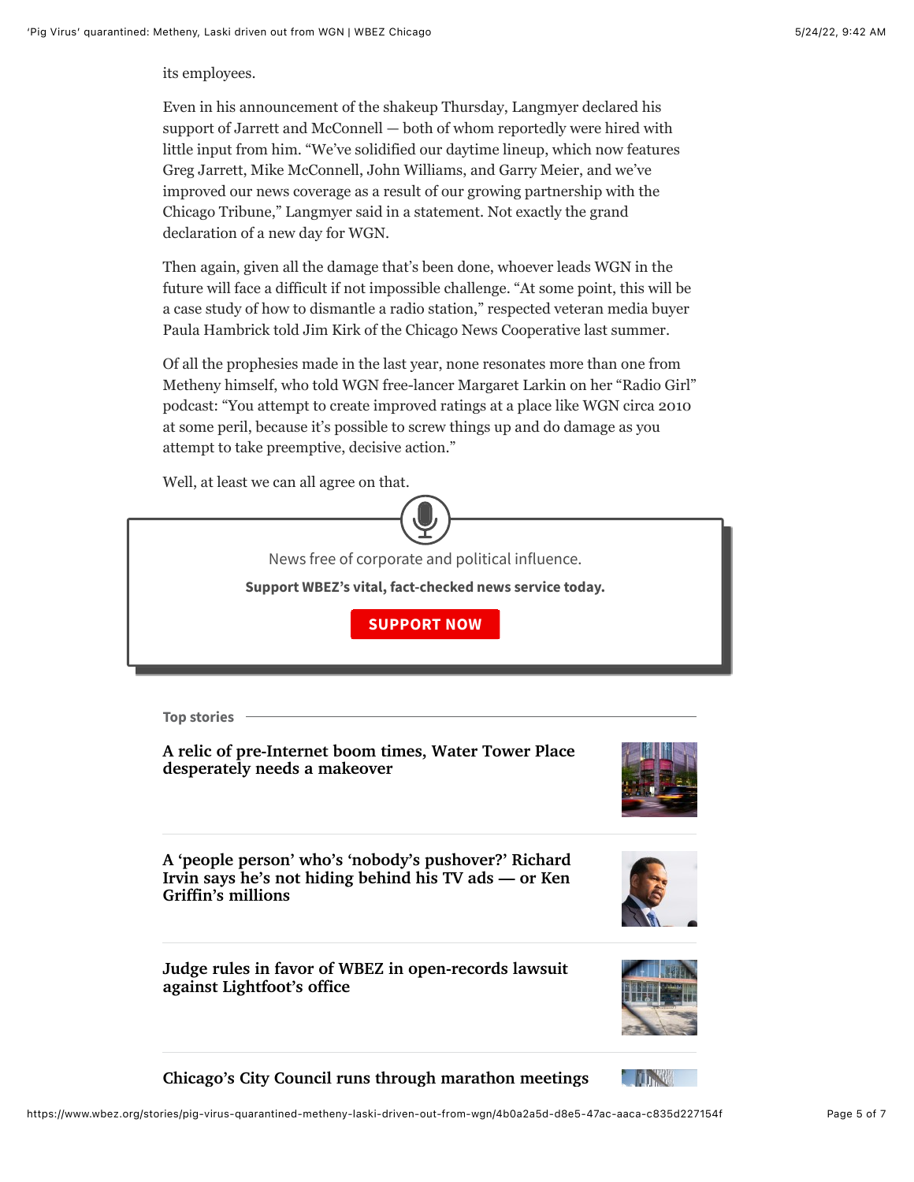its employees.

Even in his announcement of the shakeup Thursday, Langmyer declared his support of Jarrett and McConnell — both of whom reportedly were hired with little input from him. “We’ve solidified our daytime lineup, which now features Greg Jarrett, Mike McConnell, John Williams, and Garry Meier, and we’ve improved our news coverage as a result of our growing partnership with the Chicago Tribune,” Langmyer said in a statement. Not exactly the grand declaration of a new day for WGN.

Then again, given all the damage that’s been done, whoever leads WGN in the future will face a difficult if not impossible challenge. “At some point, this will be a case study of how to dismantle a radio station,” respected veteran media buyer Paula Hambrick told Jim Kirk of the Chicago News Cooperative last summer.

Of all the prophesies made in the last year, none resonates more than one from Metheny himself, who told WGN free-lancer Margaret Larkin on her “Radio Girl” podcast: “You attempt to create improved ratings at a place like WGN circa 2010 at some peril, because it’s possible to screw things up and do damage as you attempt to take preemptive, decisive action.”

Well, at least we can all agree on that.

News free of corporate and political influence.

**Support WBEZ’s vital, fact-checked news service today.**

**SUPPORT NOW**

**Top stories**

**A relic of pre-Internet boom times, Water Tower Place desperately needs a makeover**

**A ‘people person’ who’s ‘nobody’s pushover?’ Richard Irvin says he’s not hiding behind his TV ads — or Ken Griffin’s millions**

**Judge rules in favor of WBEZ in open-records lawsuit against Lightfoot’s office**

**Chicago’s City Council runs through marathon meetings**